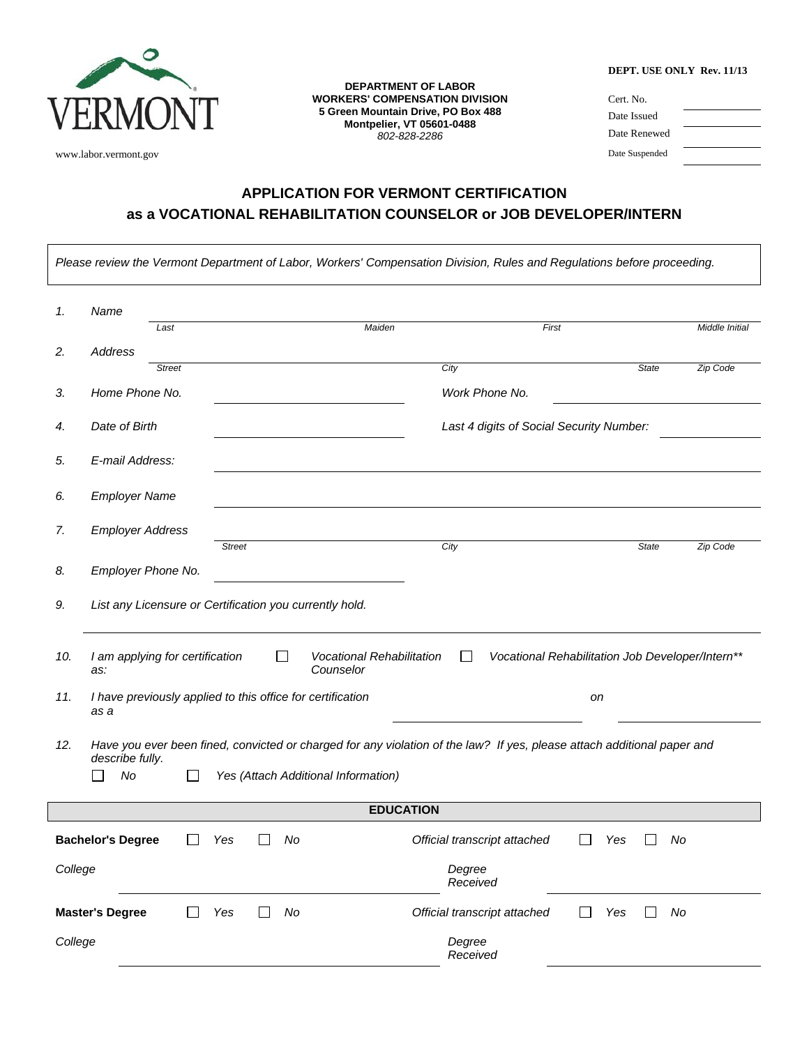VERMONT

www.labor.vermont.gov

**DEPARTMENT OF LABOR**
**WORKERS' COMPENSATION DIVISION**
**5 Green Mountain Drive, PO Box 488**
**Montpelier, VT 05601-0488**
*802-828-2286*

**DEPT. USE ONLY Rev. 11/13**

| | |
|---|---|
| Cert. No. | |
| Date Issued | |
| Date Renewed | |
| Date Suspended | |

## APPLICATION FOR VERMONT CERTIFICATION
## as a VOCATIONAL REHABILITATION COUNSELOR or JOB DEVELOPER/INTERN

*Please review the Vermont Department of Labor, Workers' Compensation Division, Rules and Regulations before proceeding.*

1. *Name* ______________________________
   *Last* — *Maiden* — *First* — *Middle Initial*

2. *Address* ______________________________
   *Street* — *City* — *State* — *Zip Code*

3. *Home Phone No.* ____________ *Work Phone No.* ____________

4. *Date of Birth* ____________ *Last 4 digits of Social Security Number:* ____________

5. *E-mail Address:* ______________________________

6. *Employer Name* ______________________________

7. *Employer Address* ______________________________
   *Street* — *City* — *State* — *Zip Code*

8. *Employer Phone No.* ____________

9. *List any Licensure or Certification you currently hold.*
   ______________________________

10. *I am applying for certification as:* ☐ *Vocational Rehabilitation Counselor* ☐ *Vocational Rehabilitation Job Developer/Intern***

11. *I have previously applied to this office for certification as a* ____________ *on* ____________

12. *Have you ever been fined, convicted or charged for any violation of the law? If yes, please attach additional paper and describe fully.*
    ☐ *No* ☐ *Yes (Attach Additional Information)*

### EDUCATION

**Bachelor's Degree** ☐ *Yes* ☐ *No* — *Official transcript attached* ☐ *Yes* ☐ *No*

*College* ____________ *Degree Received* ____________

**Master's Degree** ☐ *Yes* ☐ *No* — *Official transcript attached* ☐ *Yes* ☐ *No*

*College* ____________ *Degree Received* ____________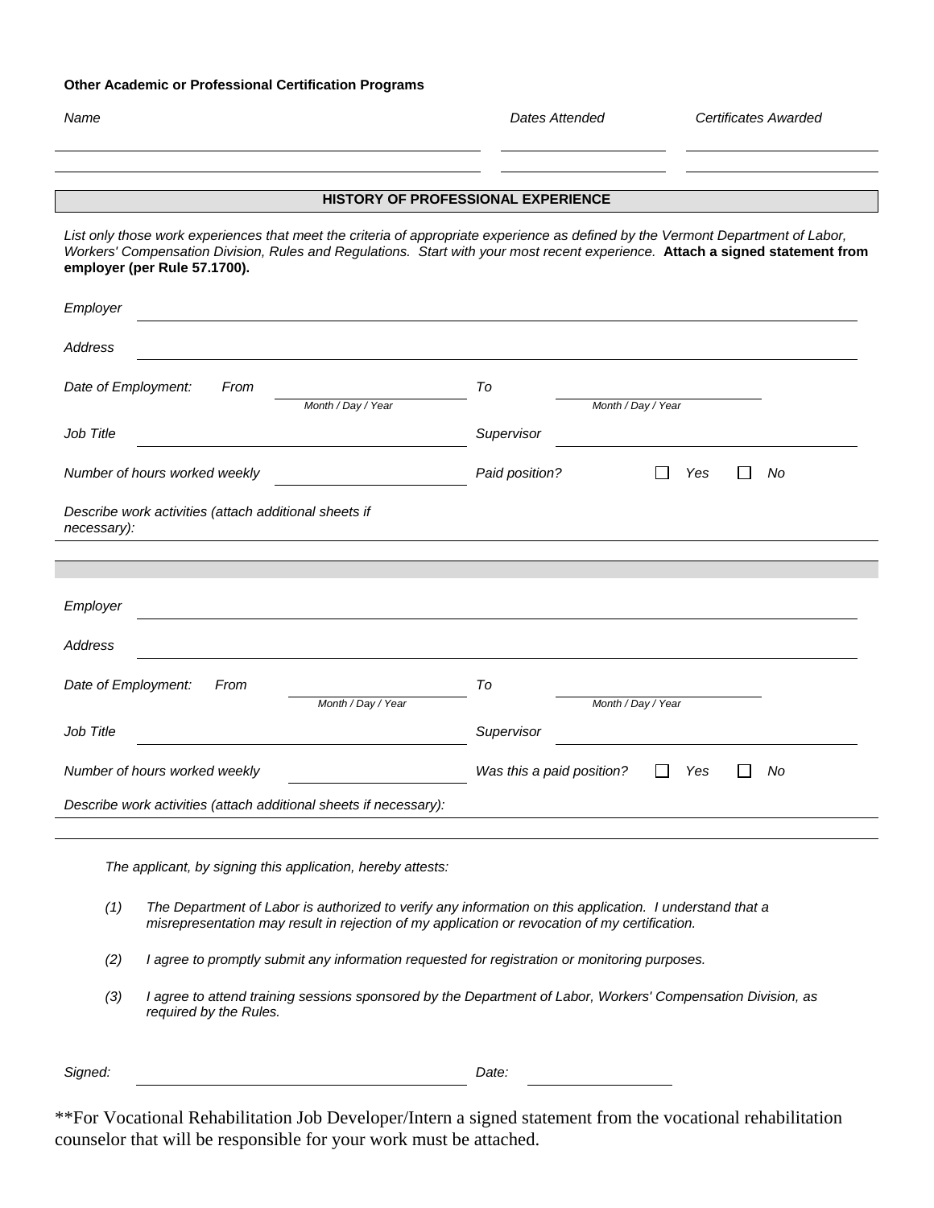**Other Academic or Professional Certification Programs**

| *Name* | *Dates Attended* | *Certificates Awarded* |
|---|---|---|
| | | |
| | | |

## HISTORY OF PROFESSIONAL EXPERIENCE

*List only those work experiences that meet the criteria of appropriate experience as defined by the Vermont Department of Labor, Workers' Compensation Division, Rules and Regulations. Start with your most recent experience.* **Attach a signed statement from employer (per Rule 57.1700).**

*Employer* ______________________________

*Address* ______________________________

*Date of Employment:* *From* ____________ *To* ____________
*Month / Day / Year* *Month / Day / Year*

*Job Title* ______________ *Supervisor* ______________

*Number of hours worked weekly* ____________ *Paid position?* ☐ *Yes* ☐ *No*

*Describe work activities (attach additional sheets if necessary):*

______________________________

---

*Employer* ______________________________

*Address* ______________________________

*Date of Employment:* *From* ____________ *To* ____________
*Month / Day / Year* *Month / Day / Year*

*Job Title* ______________ *Supervisor* ______________

*Number of hours worked weekly* ____________ *Was this a paid position?* ☐ *Yes* ☐ *No*

*Describe work activities (attach additional sheets if necessary):*

______________________________

*The applicant, by signing this application, hereby attests:*

*(1) The Department of Labor is authorized to verify any information on this application. I understand that a misrepresentation may result in rejection of my application or revocation of my certification.*

*(2) I agree to promptly submit any information requested for registration or monitoring purposes.*

*(3) I agree to attend training sessions sponsored by the Department of Labor, Workers' Compensation Division, as required by the Rules.*

*Signed:* ______________________ *Date:* ____________

**For Vocational Rehabilitation Job Developer/Intern a signed statement from the vocational rehabilitation counselor that will be responsible for your work must be attached.